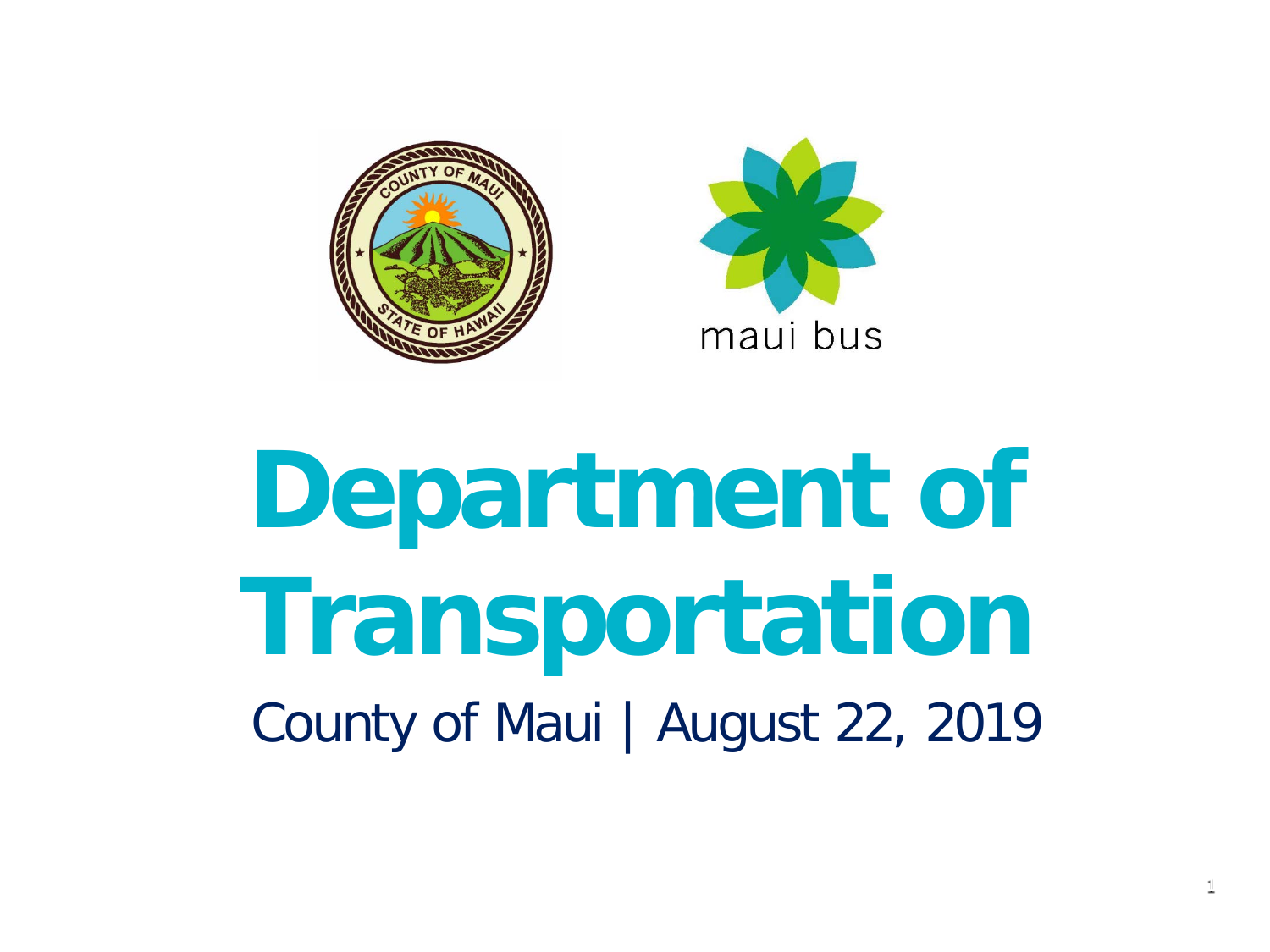# Department of Transportation

County of Maui | August 22, 2019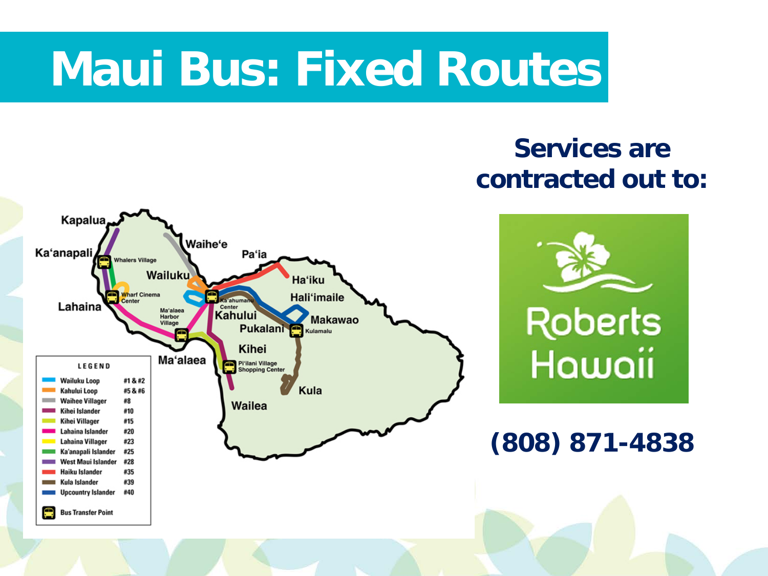# Maui Bus: Fixed Routes

Kapalua

Ka'anapali

Whalers Village

Waihe'e

Pa'ia

Wailuku

Ha'iku

Wharf Cinema Center

Ka'ahumanu Center

Hali'imaile

Lahaina

Ma'alaea Harbor Village

Kahului

Makawao

Pukalani

Kulamalu

Kihei

Ma'alaea

Pi'ilani Village Shopping Center

Kula

Wailea

| LEGEND | |
|---|---|
| Wailuku Loop | #1 & #2 |
| Kahului Loop | #5 & #6 |
| Waihee Villager | #8 |
| Kihei Islander | #10 |
| Kihei Villager | #15 |
| Lahaina Islander | #20 |
| Lahaina Villager | #23 |
| Ka'anapali Islander | #25 |
| West Maui Islander | #28 |
| Haiku Islander | #35 |
| Kula Islander | #39 |
| Upcountry Islander | #40 |
| Bus Transfer Point | |

**Services are contracted out to:**

Roberts Hawaii

**(808) 871-4838**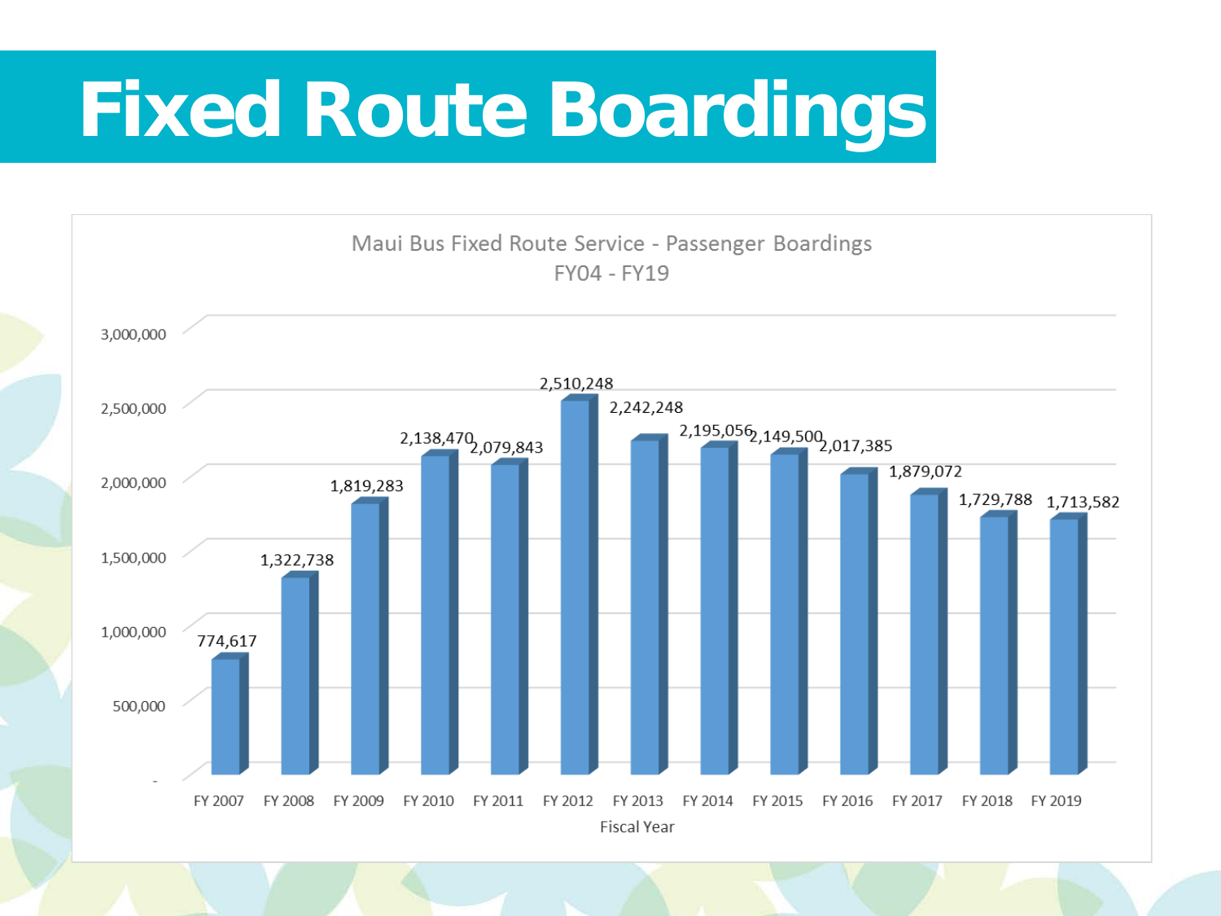# Fixed Route Boardings

**Maui Bus Fixed Route Service - Passenger Boardings**
**FY04 - FY19**

| Fiscal Year | Passenger Boardings |
|---|---|
| FY 2007 | 774,617 |
| FY 2008 | 1,322,738 |
| FY 2009 | 1,819,283 |
| FY 2010 | 2,138,470 |
| FY 2011 | 2,079,843 |
| FY 2012 | 2,510,248 |
| FY 2013 | 2,242,248 |
| FY 2014 | 2,195,056 |
| FY 2015 | 2,149,500 |
| FY 2016 | 2,017,385 |
| FY 2017 | 1,879,072 |
| FY 2018 | 1,729,788 |
| FY 2019 | 1,713,582 |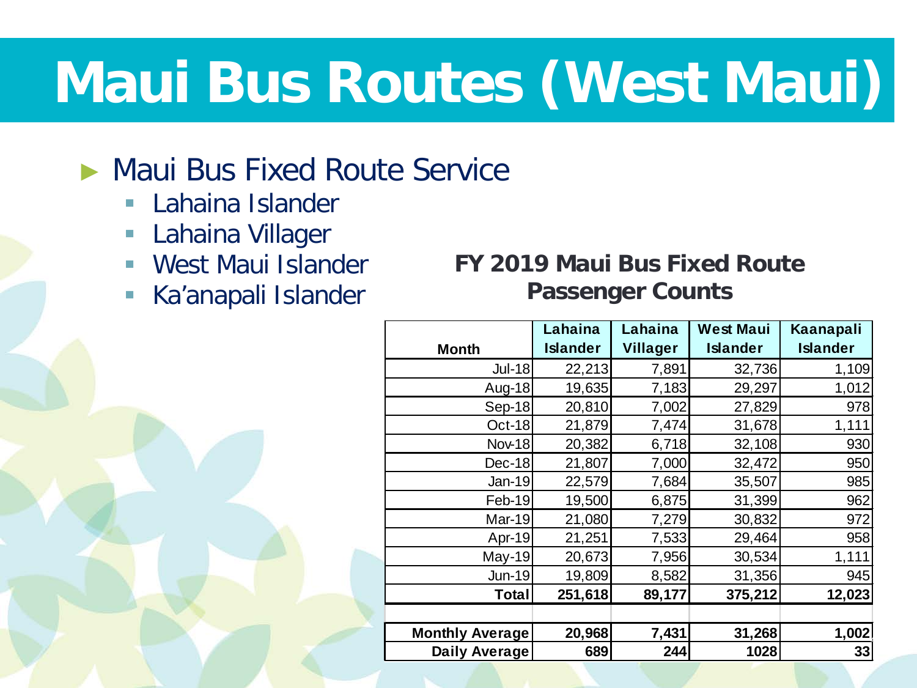# Maui Bus Routes (West Maui)

- Maui Bus Fixed Route Service
  - Lahaina Islander
  - Lahaina Villager
  - West Maui Islander
  - Ka'anapali Islander

**FY 2019 Maui Bus Fixed Route Passenger Counts**

| Month | Lahaina Islander | Lahaina Villager | West Maui Islander | Kaanapali Islander |
|---|---|---|---|---|
| Jul-18 | 22,213 | 7,891 | 32,736 | 1,109 |
| Aug-18 | 19,635 | 7,183 | 29,297 | 1,012 |
| Sep-18 | 20,810 | 7,002 | 27,829 | 978 |
| Oct-18 | 21,879 | 7,474 | 31,678 | 1,111 |
| Nov-18 | 20,382 | 6,718 | 32,108 | 930 |
| Dec-18 | 21,807 | 7,000 | 32,472 | 950 |
| Jan-19 | 22,579 | 7,684 | 35,507 | 985 |
| Feb-19 | 19,500 | 6,875 | 31,399 | 962 |
| Mar-19 | 21,080 | 7,279 | 30,832 | 972 |
| Apr-19 | 21,251 | 7,533 | 29,464 | 958 |
| May-19 | 20,673 | 7,956 | 30,534 | 1,111 |
| Jun-19 | 19,809 | 8,582 | 31,356 | 945 |
| **Total** | **251,618** | **89,177** | **375,212** | **12,023** |
| | | | | |
| **Monthly Average** | **20,968** | **7,431** | **31,268** | **1,002** |
| **Daily Average** | **689** | **244** | **1028** | **33** |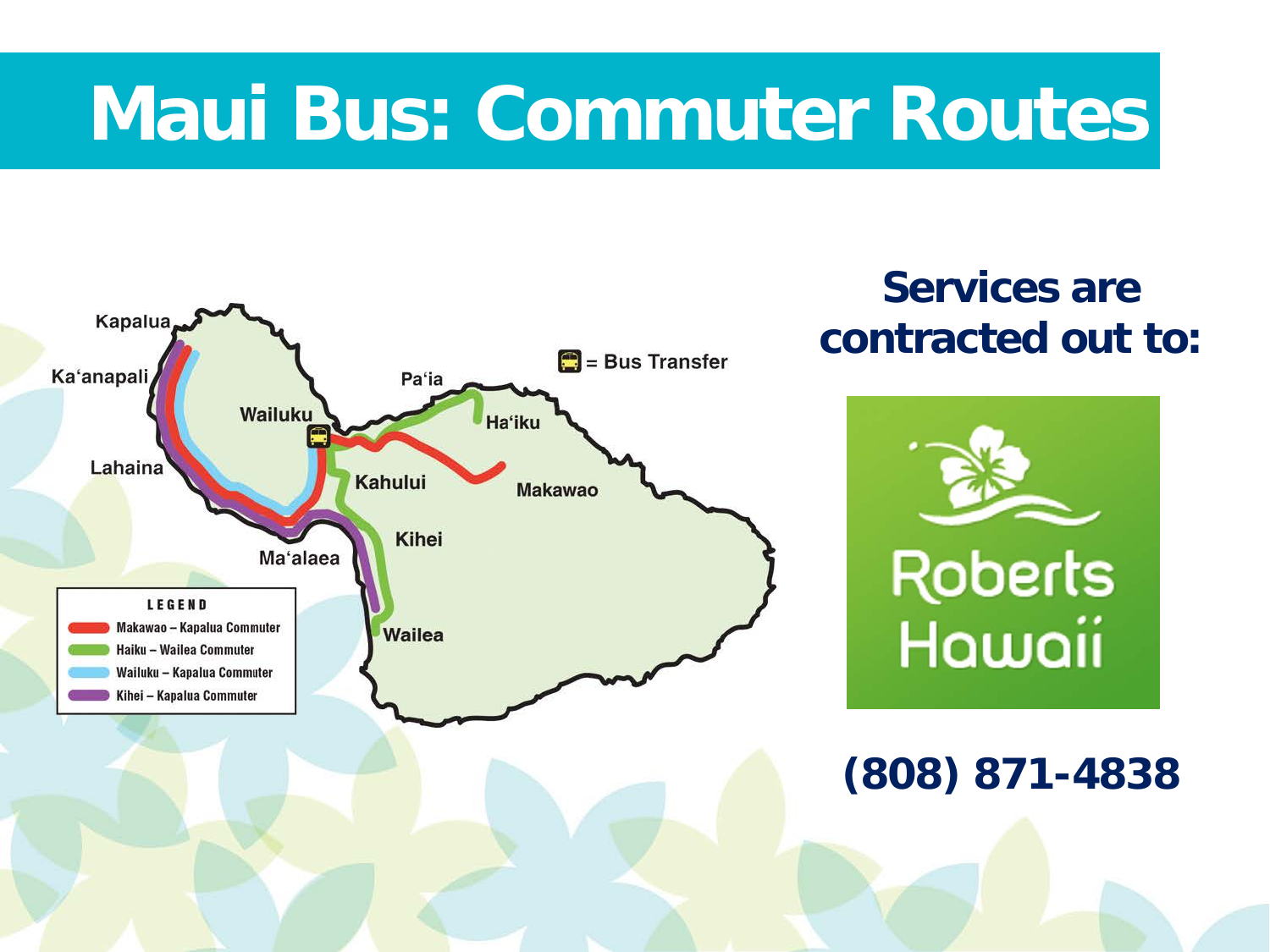# Maui Bus: Commuter Routes

Kapalua

Ka'anapali

Lahaina

Wailuku

Pa'ia

Ha'iku

Kahului

Makawao

Kihei

Ma'alaea

Wailea

= Bus Transfer

**LEGEND**

- Makawao – Kapalua Commuter
- Haiku – Wailea Commuter
- Wailuku – Kapalua Commuter
- Kihei – Kapalua Commuter

**Services are contracted out to:**

Roberts Hawaii

**(808) 871-4838**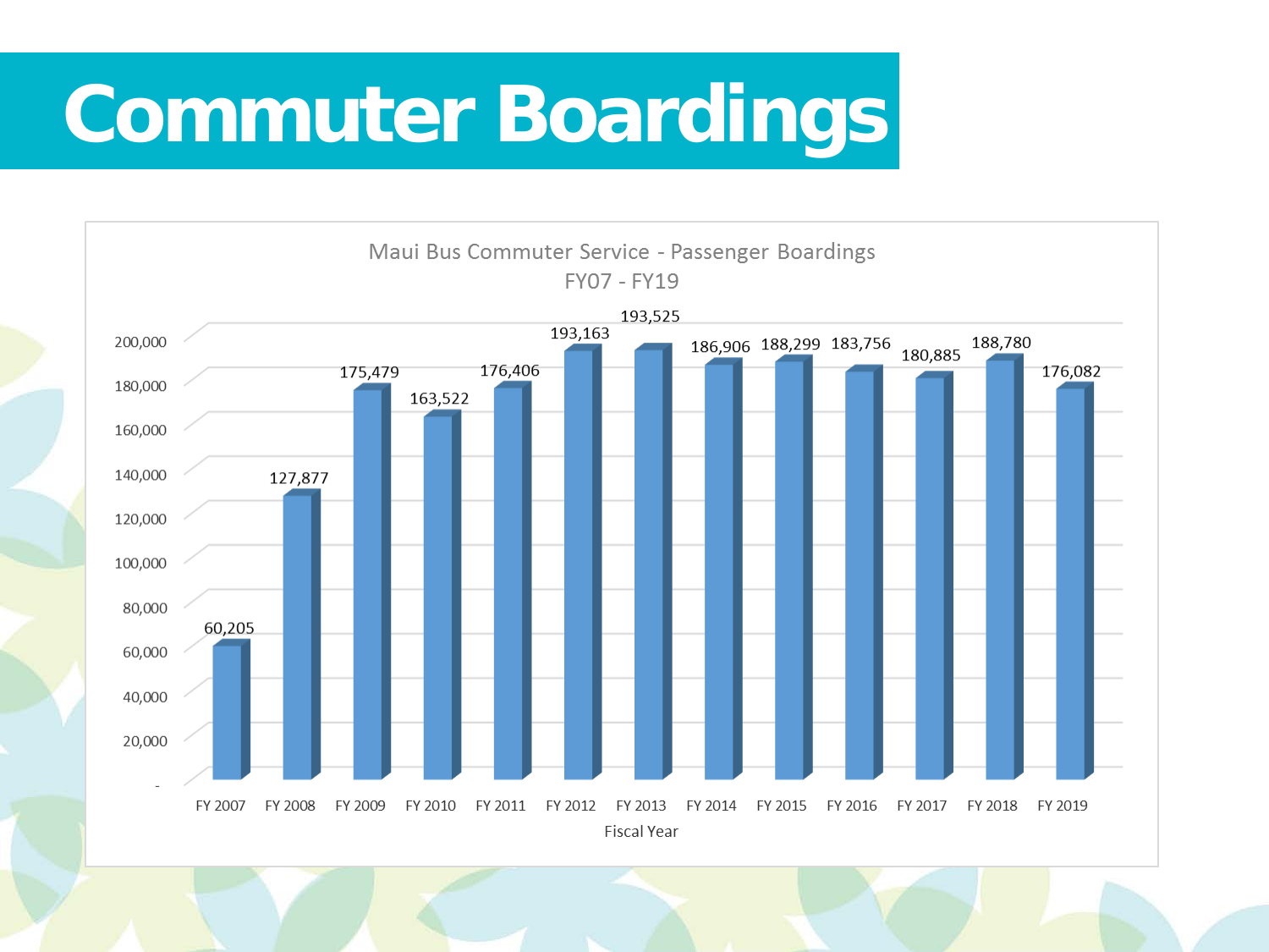# Commuter Boardings

Maui Bus Commuter Service - Passenger Boardings
FY07 - FY19

| Fiscal Year | Passenger Boardings |
| --- | --- |
| FY 2007 | 60,205 |
| FY 2008 | 127,877 |
| FY 2009 | 175,479 |
| FY 2010 | 163,522 |
| FY 2011 | 176,406 |
| FY 2012 | 193,163 |
| FY 2013 | 193,525 |
| FY 2014 | 186,906 |
| FY 2015 | 188,299 |
| FY 2016 | 183,756 |
| FY 2017 | 180,885 |
| FY 2018 | 188,780 |
| FY 2019 | 176,082 |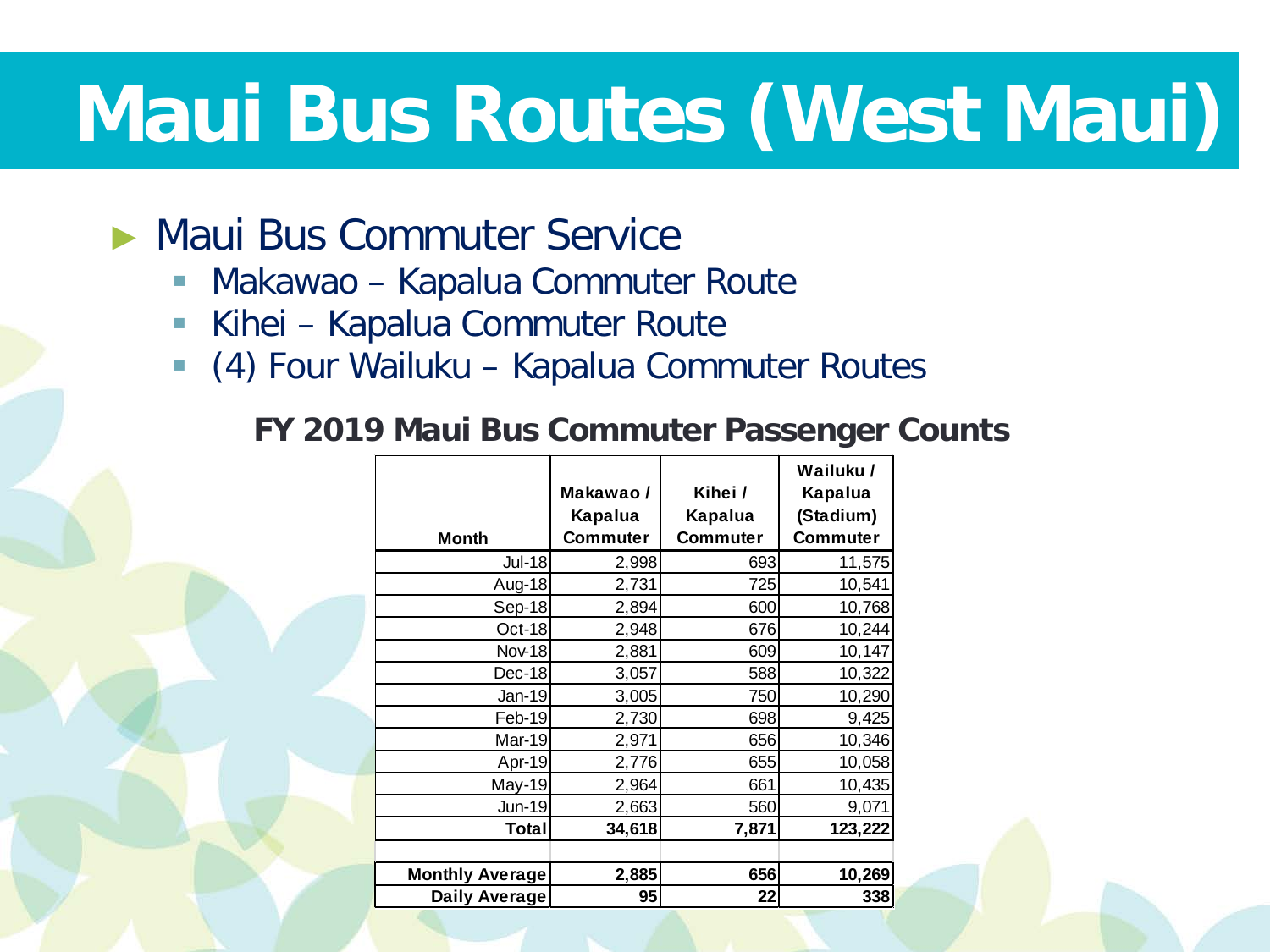# Maui Bus Routes (West Maui)

- Maui Bus Commuter Service
  - Makawao – Kapalua Commuter Route
  - Kihei – Kapalua Commuter Route
  - (4) Four Wailuku – Kapalua Commuter Routes

**FY 2019 Maui Bus Commuter Passenger Counts**

| Month | Makawao / Kapalua Commuter | Kihei / Kapalua Commuter | Wailuku / Kapalua (Stadium) Commuter |
|---|---|---|---|
| Jul-18 | 2,998 | 693 | 11,575 |
| Aug-18 | 2,731 | 725 | 10,541 |
| Sep-18 | 2,894 | 600 | 10,768 |
| Oct-18 | 2,948 | 676 | 10,244 |
| Nov-18 | 2,881 | 609 | 10,147 |
| Dec-18 | 3,057 | 588 | 10,322 |
| Jan-19 | 3,005 | 750 | 10,290 |
| Feb-19 | 2,730 | 698 | 9,425 |
| Mar-19 | 2,971 | 656 | 10,346 |
| Apr-19 | 2,776 | 655 | 10,058 |
| May-19 | 2,964 | 661 | 10,435 |
| Jun-19 | 2,663 | 560 | 9,071 |
| **Total** | **34,618** | **7,871** | **123,222** |
| | | | |
| **Monthly Average** | **2,885** | **656** | **10,269** |
| **Daily Average** | **95** | **22** | **338** |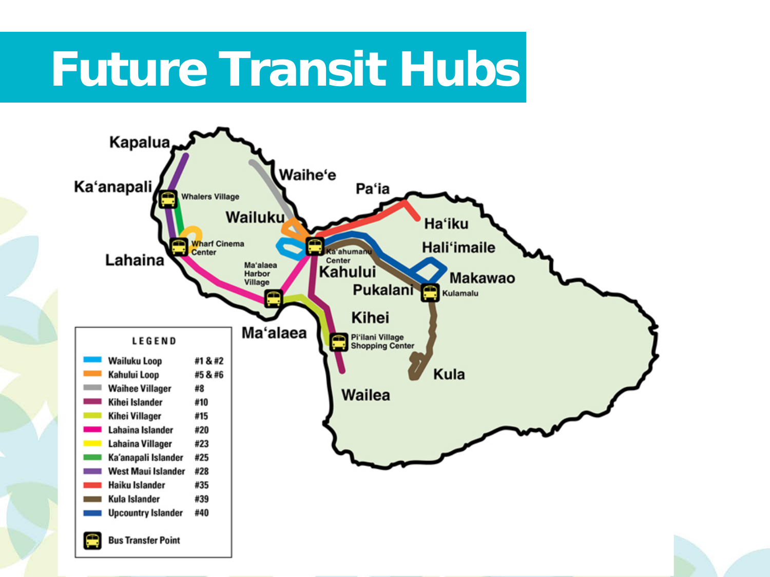# Future Transit Hubs

Kapalua

Ka'anapali

Whalers Village

Waihe'e

Pa'ia

Wailuku

Ha'iku

Wharf Cinema Center

Hali'imaile

Lahaina

Ka'ahumanu Center

Ma'alaea Harbor Village

Kahului

Makawao

Pukalani

Kulamalu

Kihei

Ma'alaea

Pi'ilani Village Shopping Center

Kula

Wailea

**LEGEND**

| Route | Number |
|---|---|
| Wailuku Loop | #1 & #2 |
| Kahului Loop | #5 & #6 |
| Waihee Villager | #8 |
| Kihei Islander | #10 |
| Kihei Villager | #15 |
| Lahaina Islander | #20 |
| Lahaina Villager | #23 |
| Ka'anapali Islander | #25 |
| West Maui Islander | #28 |
| Haiku Islander | #35 |
| Kula Islander | #39 |
| Upcountry Islander | #40 |

Bus Transfer Point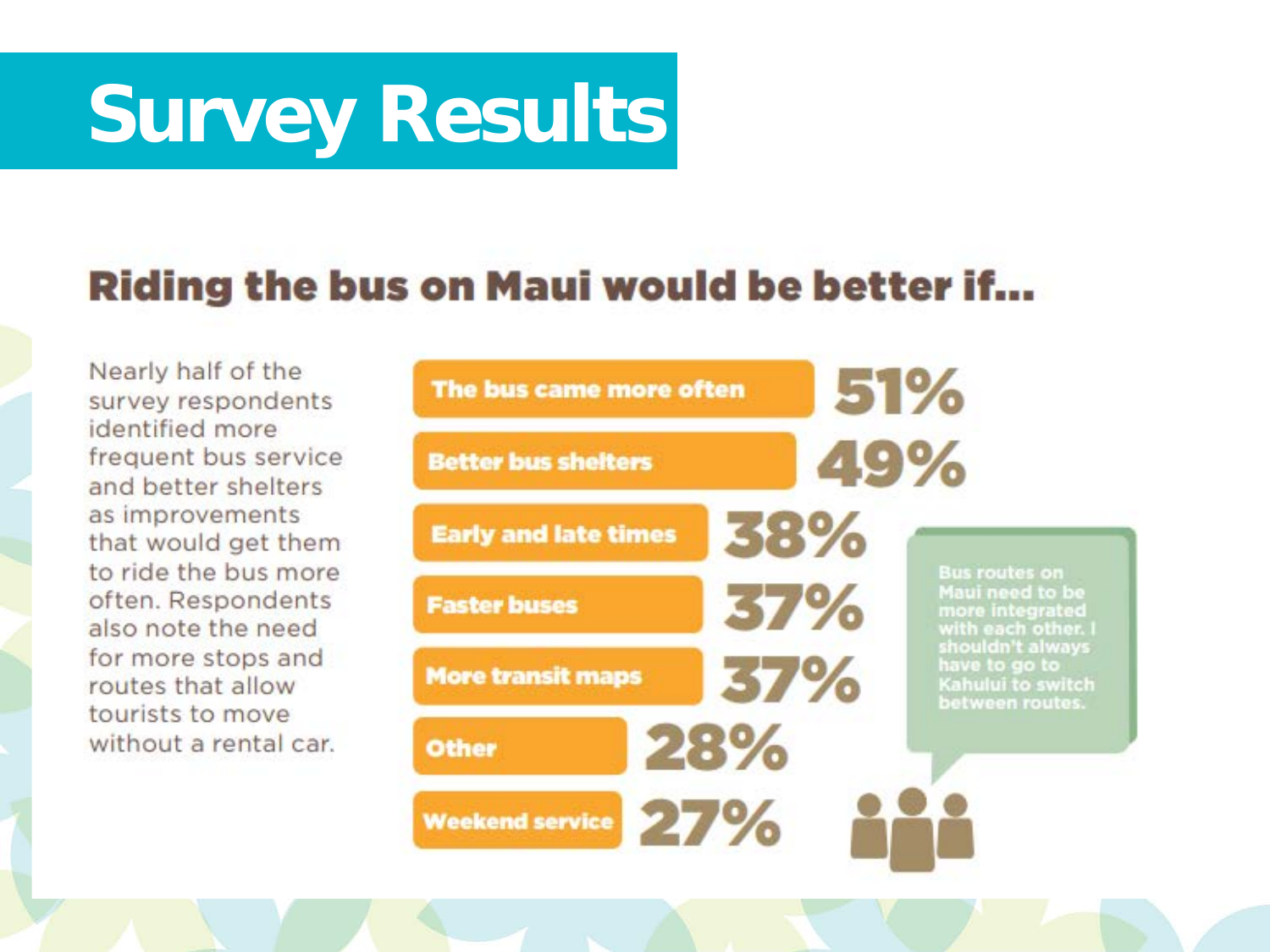# Survey Results

## Riding the bus on Maui would be better if...

Nearly half of the survey respondents identified more frequent bus service and better shelters as improvements that would get them to ride the bus more often. Respondents also note the need for more stops and routes that allow tourists to move without a rental car.

| Response | Percentage |
| --- | --- |
| The bus came more often | 51% |
| Better bus shelters | 49% |
| Early and late times | 38% |
| Faster buses | 37% |
| More transit maps | 37% |
| Other | 28% |
| Weekend service | 27% |

Bus routes on Maui need to be more integrated with each other. I shouldn't always have to go to Kahului to switch between routes.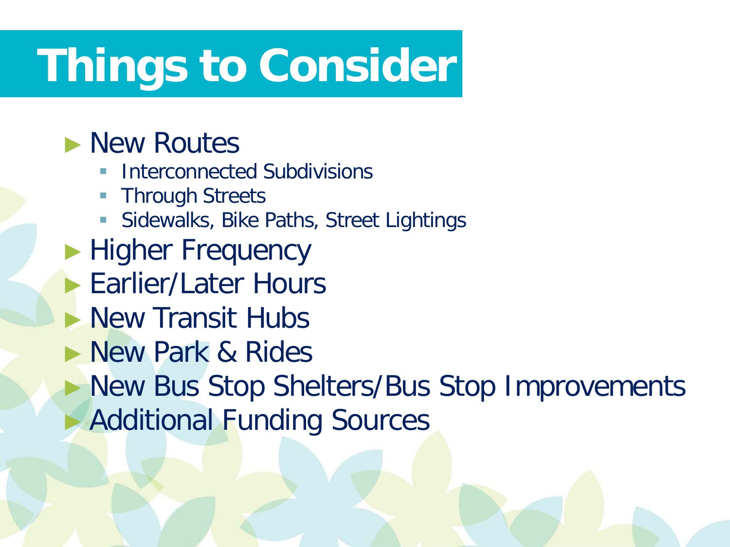# Things to Consider

- New Routes
  - Interconnected Subdivisions
  - Through Streets
  - Sidewalks, Bike Paths, Street Lightings
- Higher Frequency
- Earlier/Later Hours
- New Transit Hubs
- New Park & Rides
- New Bus Stop Shelters/Bus Stop Improvements
- Additional Funding Sources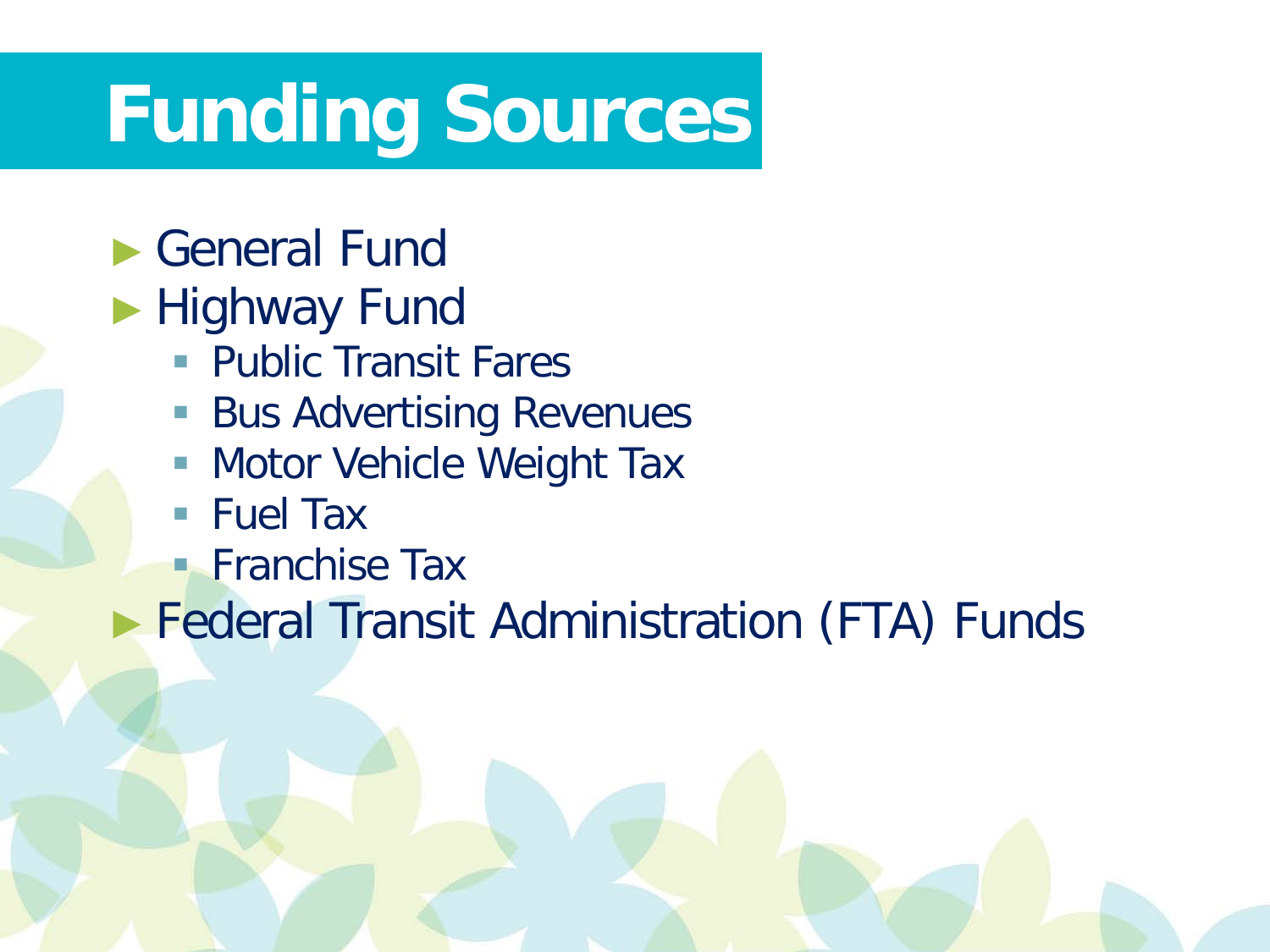# Funding Sources

- General Fund
- Highway Fund
  - Public Transit Fares
  - Bus Advertising Revenues
  - Motor Vehicle Weight Tax
  - Fuel Tax
  - Franchise Tax
- Federal Transit Administration (FTA) Funds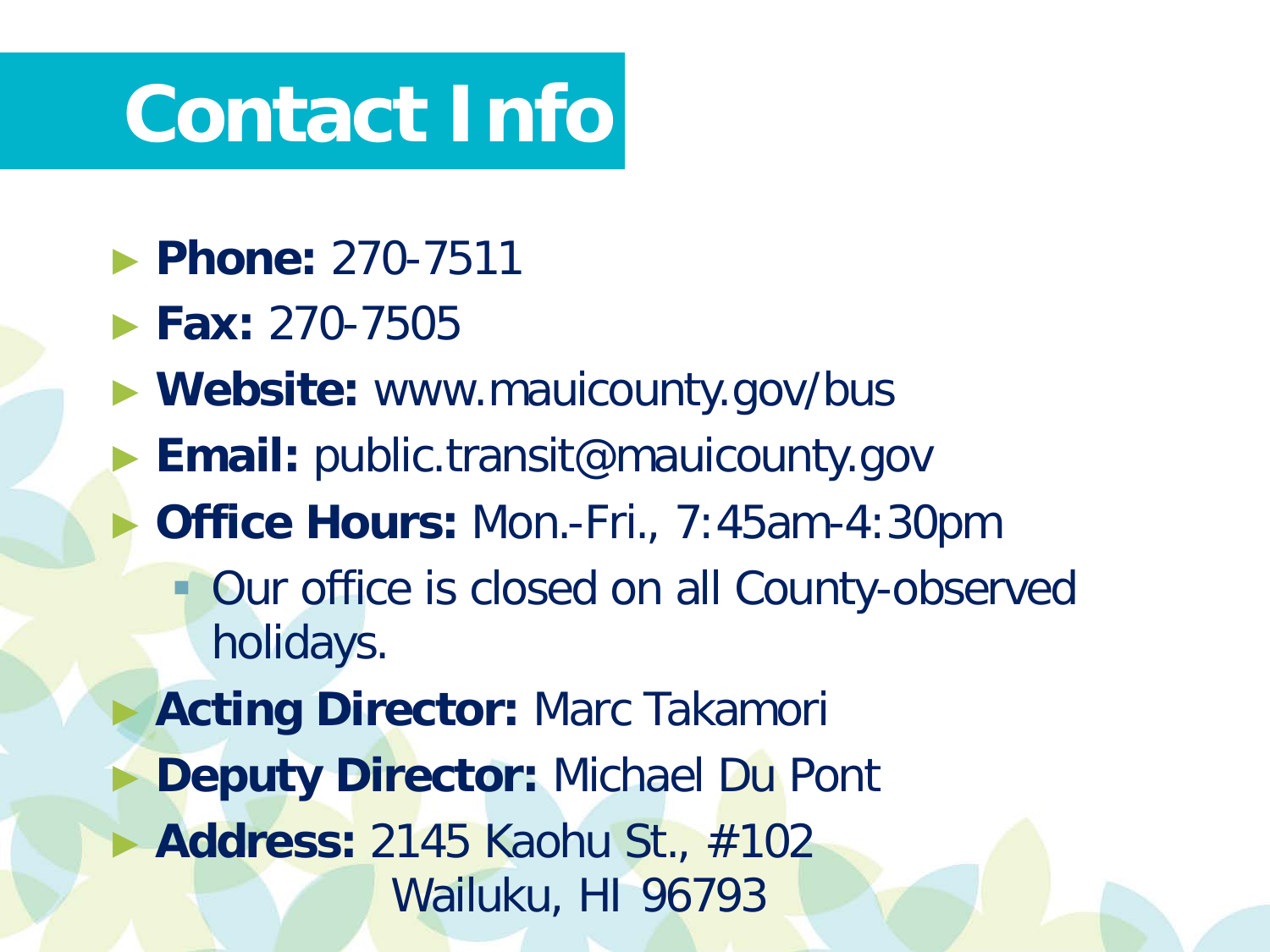# Contact Info

- **Phone:** 270-7511
- **Fax:** 270-7505
- **Website:** www.mauicounty.gov/bus
- **Email:** public.transit@mauicounty.gov
- **Office Hours:** Mon.-Fri., 7:45am-4:30pm
  - Our office is closed on all County-observed holidays.
- **Acting Director:** Marc Takamori
- **Deputy Director:** Michael Du Pont
- **Address:** 2145 Kaohu St., #102
  Wailuku, HI 96793